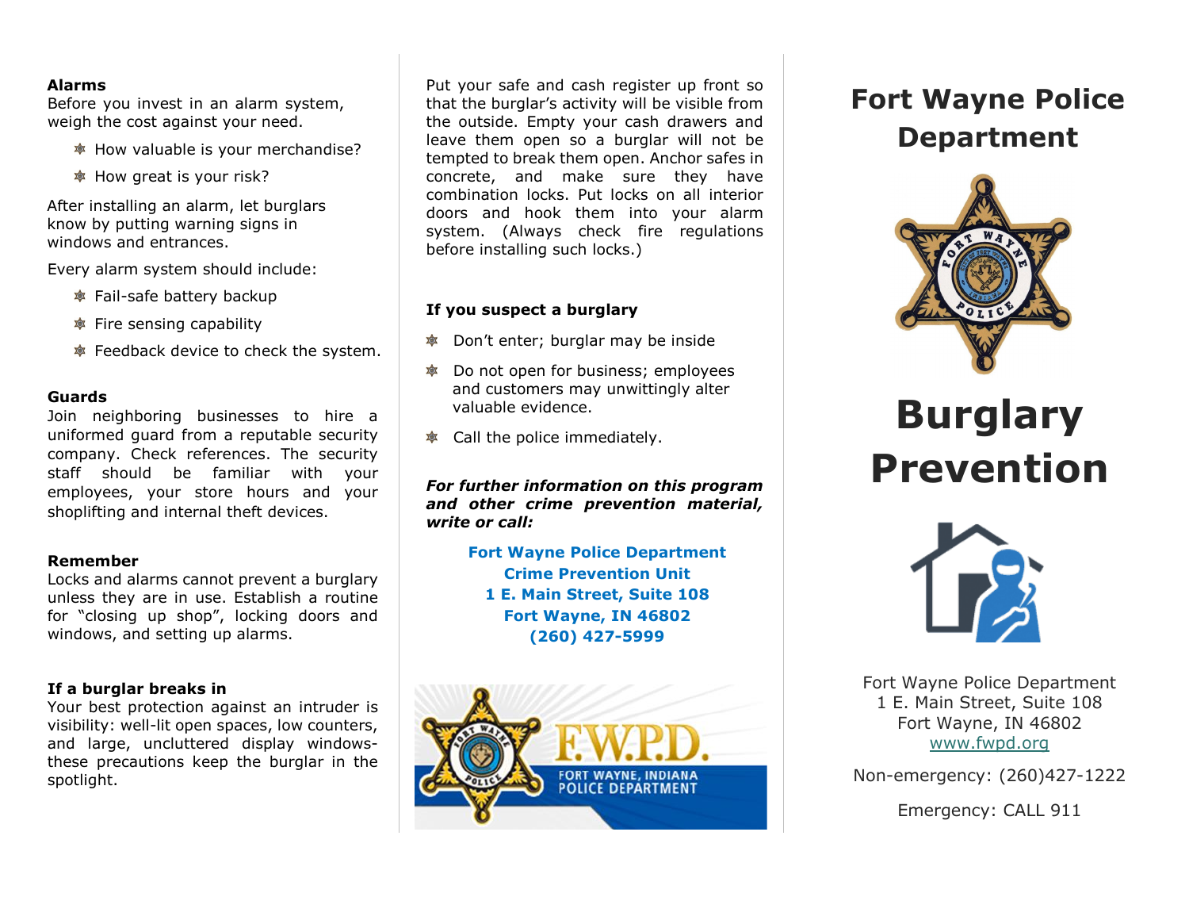### Alarms

Before you invest in an alarm system, weigh the cost against your need.

- How valuable is your merchandise?
- How great is your risk?

After installing an alarm, let burglars know by putting warning signs in windows and entrances.

Every alarm system should include:

- Fail-safe battery backup
- Fire sensing capability
- Feedback device to check the system.

### Guards

Join neighboring businesses to hire a uniformed guard from a reputable security company. Check references. The security staff should be familiar with your employees, your store hours and your shoplifting and internal theft devices.

### Remember

Locks and alarms cannot prevent a burglary unless they are in use. Establish a routine for "closing up shop", locking doors and windows, and setting up alarms.

### If a burglar breaks in

Your best protection against an intruder is visibility: well-lit open spaces, low counters, and large, uncluttered display windows-these precautions keep the burglar in the spotlight.

Put your safe and cash register up front so that the burglar's activity will be visible from the outside. Empty your cash drawers and leave them open so a burglar will not be tempted to break them open. Anchor safes in concrete, and make sure they have combination locks. Put locks on all interior doors and hook them into your alarm system. (Always check fire regulations before installing such locks.)

### If you suspect a burglary

- Don't enter; burglar may be inside
- Do not open for business; employees and customers may unwittingly alter valuable evidence.
- Call the police immediately.

***For further information on this program and other crime prevention material, write or call:***

**Fort Wayne Police Department**
**Crime Prevention Unit**
**1 E. Main Street, Suite 108**
**Fort Wayne, IN 46802**
**(260) 427-5999**

# Fort Wayne Police Department

# Burglary Prevention

Fort Wayne Police Department
1 E. Main Street, Suite 108
Fort Wayne, IN 46802
www.fwpd.org

Non-emergency: (260)427-1222

Emergency: CALL 911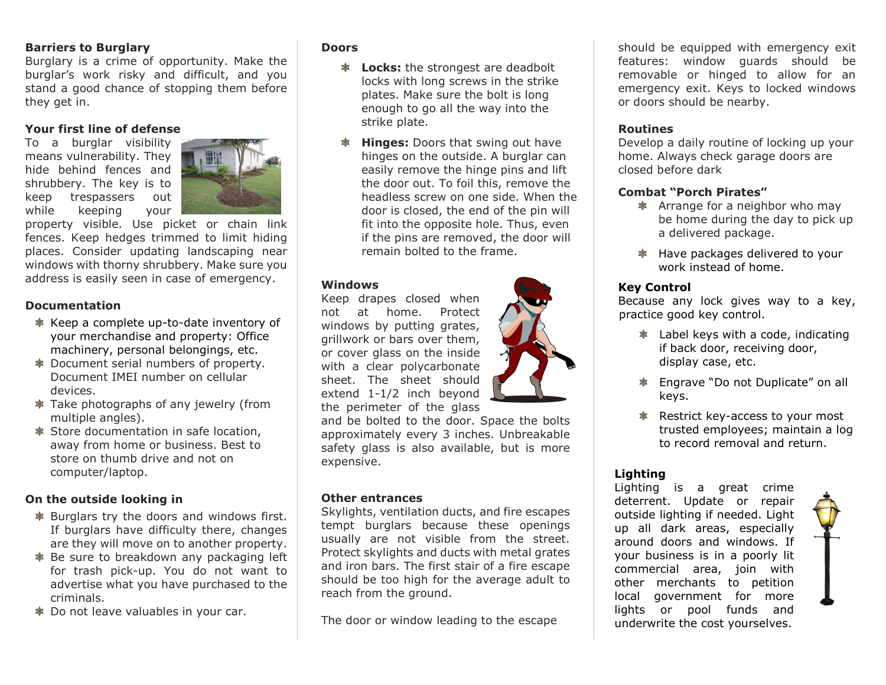### Barriers to Burglary

Burglary is a crime of opportunity. Make the burglar's work risky and difficult, and you stand a good chance of stopping them before they get in.

### Your first line of defense

To a burglar visibility means vulnerability. They hide behind fences and shrubbery. The key is to keep trespassers out while keeping your property visible. Use picket or chain link fences. Keep hedges trimmed to limit hiding places. Consider updating landscaping near windows with thorny shrubbery. Make sure you address is easily seen in case of emergency.

### Documentation

- Keep a complete up-to-date inventory of your merchandise and property: Office machinery, personal belongings, etc.
- Document serial numbers of property. Document IMEI number on cellular devices.
- Take photographs of any jewelry (from multiple angles).
- Store documentation in safe location, away from home or business. Best to store on thumb drive and not on computer/laptop.

### On the outside looking in

- Burglars try the doors and windows first. If burglars have difficulty there, changes are they will move on to another property.
- Be sure to breakdown any packaging left for trash pick-up. You do not want to advertise what you have purchased to the criminals.
- Do not leave valuables in your car.

### Doors

- **Locks:** the strongest are deadbolt locks with long screws in the strike plates. Make sure the bolt is long enough to go all the way into the strike plate.
- **Hinges:** Doors that swing out have hinges on the outside. A burglar can easily remove the hinge pins and lift the door out. To foil this, remove the headless screw on one side. When the door is closed, the end of the pin will fit into the opposite hole. Thus, even if the pins are removed, the door will remain bolted to the frame.

### Windows

Keep drapes closed when not at home. Protect windows by putting grates, grillwork or bars over them, or cover glass on the inside with a clear polycarbonate sheet. The sheet should extend 1-1/2 inch beyond the perimeter of the glass and be bolted to the door. Space the bolts approximately every 3 inches. Unbreakable safety glass is also available, but is more expensive.

### Other entrances

Skylights, ventilation ducts, and fire escapes tempt burglars because these openings usually are not visible from the street. Protect skylights and ducts with metal grates and iron bars. The first stair of a fire escape should be too high for the average adult to reach from the ground.

The door or window leading to the escape should be equipped with emergency exit features: window guards should be removable or hinged to allow for an emergency exit. Keys to locked windows or doors should be nearby.

### Routines

Develop a daily routine of locking up your home. Always check garage doors are closed before dark

### Combat "Porch Pirates"

- Arrange for a neighbor who may be home during the day to pick up a delivered package.
- Have packages delivered to your work instead of home.

### Key Control

Because any lock gives way to a key, practice good key control.

- Label keys with a code, indicating if back door, receiving door, display case, etc.
- Engrave "Do not Duplicate" on all keys.
- Restrict key-access to your most trusted employees; maintain a log to record removal and return.

### Lighting

Lighting is a great crime deterrent. Update or repair outside lighting if needed. Light up all dark areas, especially around doors and windows. If your business is in a poorly lit commercial area, join with other merchants to petition local government for more lights or pool funds and underwrite the cost yourselves.